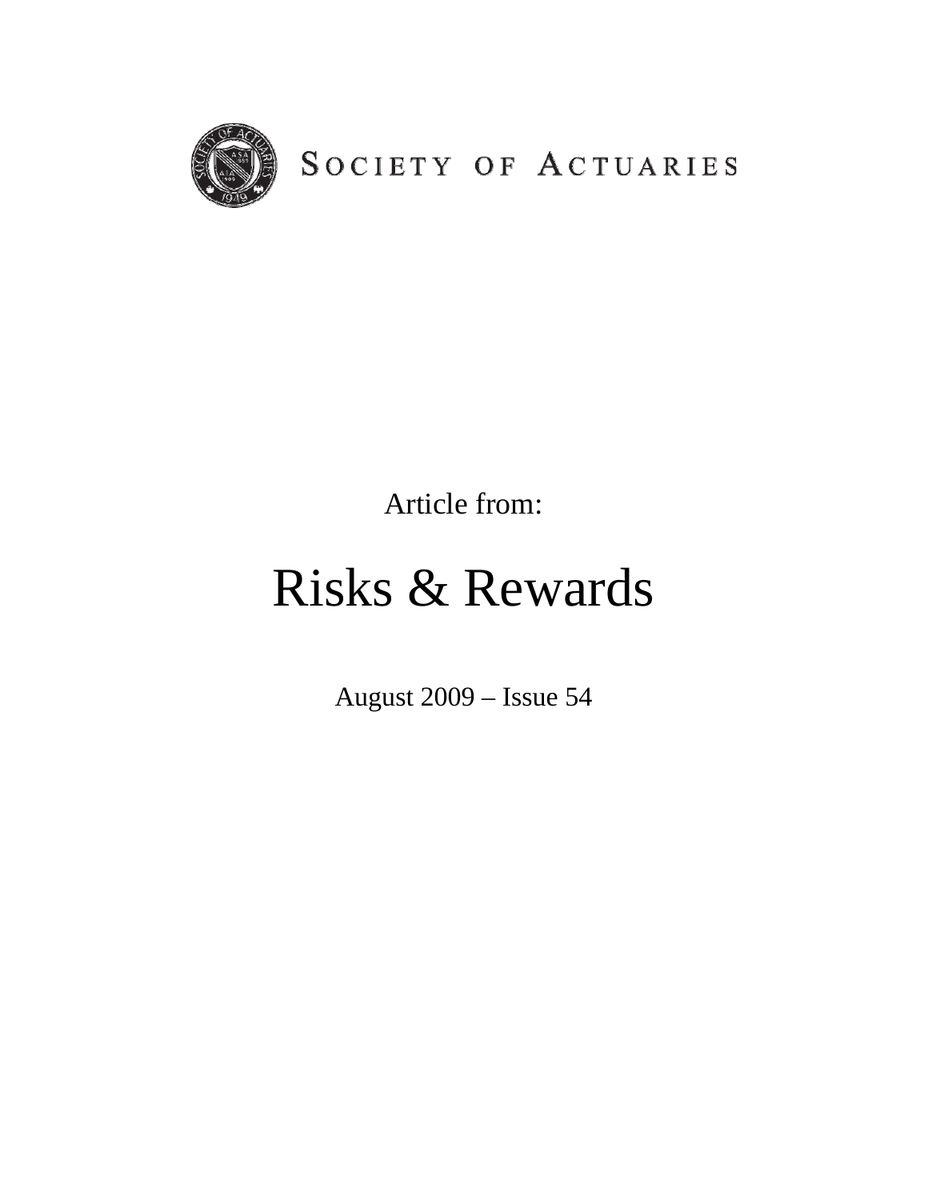SOCIETY OF ACTUARIES

Article from:

# Risks & Rewards

August 2009 – Issue 54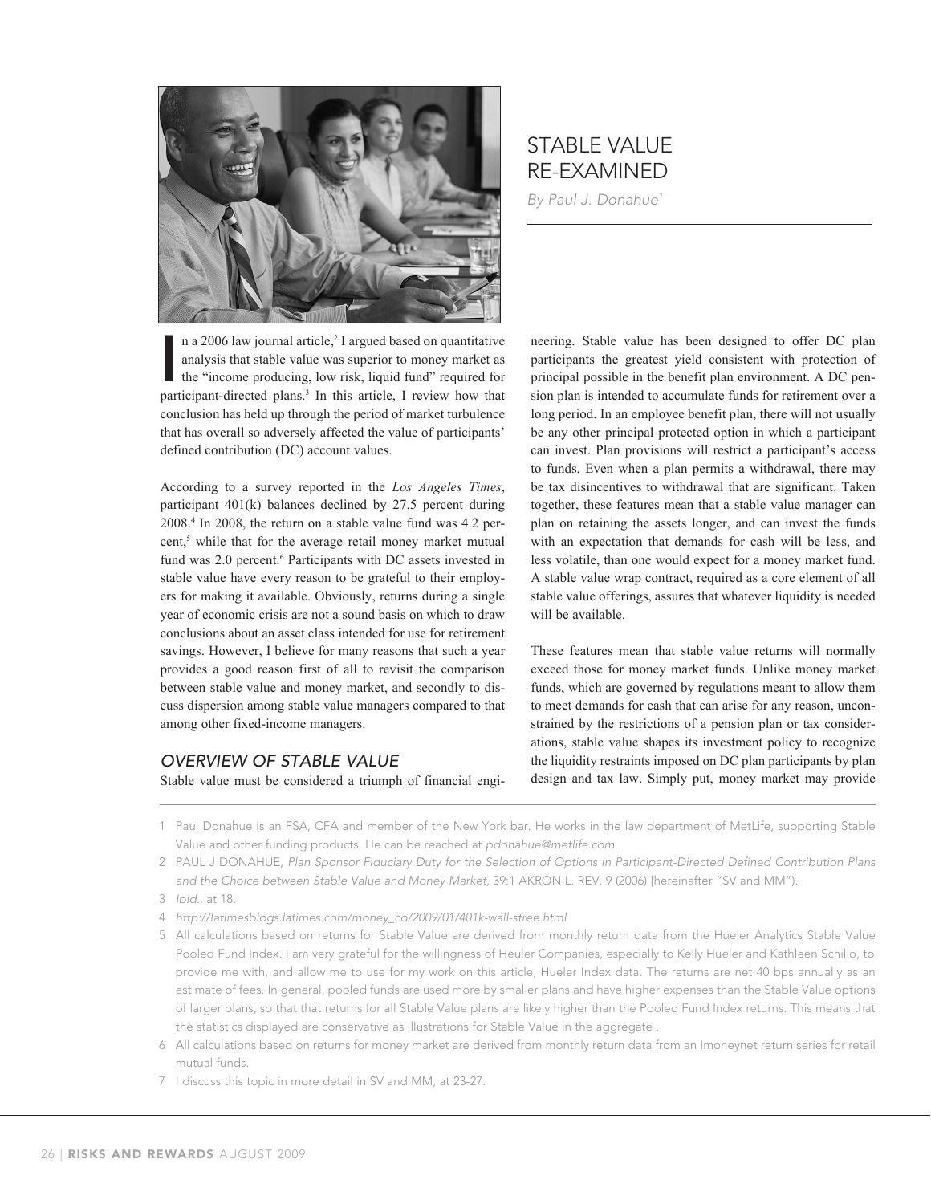# STABLE VALUE RE-EXAMINED

*By Paul J. Donahue*[1]

In a 2006 law journal article,[2] I argued based on quantitative analysis that stable value was superior to money market as the "income producing, low risk, liquid fund" required for participant-directed plans.[3] In this article, I review how that conclusion has held up through the period of market turbulence that has overall so adversely affected the value of participants' defined contribution (DC) account values.

According to a survey reported in the *Los Angeles Times*, participant 401(k) balances declined by 27.5 percent during 2008.[4] In 2008, the return on a stable value fund was 4.2 percent,[5] while that for the average retail money market mutual fund was 2.0 percent.[6] Participants with DC assets invested in stable value have every reason to be grateful to their employers for making it available. Obviously, returns during a single year of economic crisis are not a sound basis on which to draw conclusions about an asset class intended for use for retirement savings. However, I believe for many reasons that such a year provides a good reason first of all to revisit the comparison between stable value and money market, and secondly to discuss dispersion among stable value managers compared to that among other fixed-income managers.

## OVERVIEW OF STABLE VALUE

Stable value must be considered a triumph of financial engineering. Stable value has been designed to offer DC plan participants the greatest yield consistent with protection of principal possible in the benefit plan environment. A DC pension plan is intended to accumulate funds for retirement over a long period. In an employee benefit plan, there will not usually be any other principal protected option in which a participant can invest. Plan provisions will restrict a participant's access to funds. Even when a plan permits a withdrawal, there may be tax disincentives to withdrawal that are significant. Taken together, these features mean that a stable value manager can plan on retaining the assets longer, and can invest the funds with an expectation that demands for cash will be less, and less volatile, than one would expect for a money market fund. A stable value wrap contract, required as a core element of all stable value offerings, assures that whatever liquidity is needed will be available.

These features mean that stable value returns will normally exceed those for money market funds. Unlike money market funds, which are governed by regulations meant to allow them to meet demands for cash that can arise for any reason, unconstrained by the restrictions of a pension plan or tax considerations, stable value shapes its investment policy to recognize the liquidity restraints imposed on DC plan participants by plan design and tax law. Simply put, money market may provide

---

1 Paul Donahue is an FSA, CFA and member of the New York bar. He works in the law department of MetLife, supporting Stable Value and other funding products. He can be reached at *pdonahue@metlife.com*.

2 PAUL J DONAHUE, *Plan Sponsor Fiduciary Duty for the Selection of Options in Participant-Directed Defined Contribution Plans and the Choice between Stable Value and Money Market*, 39:1 AKRON L. REV. 9 (2006) [hereinafter "SV and MM").

3 *Ibid.*, at 18.

4 *http://latimesblogs.latimes.com/money_co/2009/01/401k-wall-stree.html*

5 All calculations based on returns for Stable Value are derived from monthly return data from the Hueler Analytics Stable Value Pooled Fund Index. I am very grateful for the willingness of Heuler Companies, especially to Kelly Hueler and Kathleen Schillo, to provide me with, and allow me to use for my work on this article, Hueler Index data. The returns are net 40 bps annually as an estimate of fees. In general, pooled funds are used more by smaller plans and have higher expenses than the Stable Value options of larger plans, so that that returns for all Stable Value plans are likely higher than the Pooled Fund Index returns. This means that the statistics displayed are conservative as illustrations for Stable Value in the aggregate .

6 All calculations based on returns for money market are derived from monthly return data from an Imoneynet return series for retail mutual funds.

7 I discuss this topic in more detail in SV and MM, at 23-27.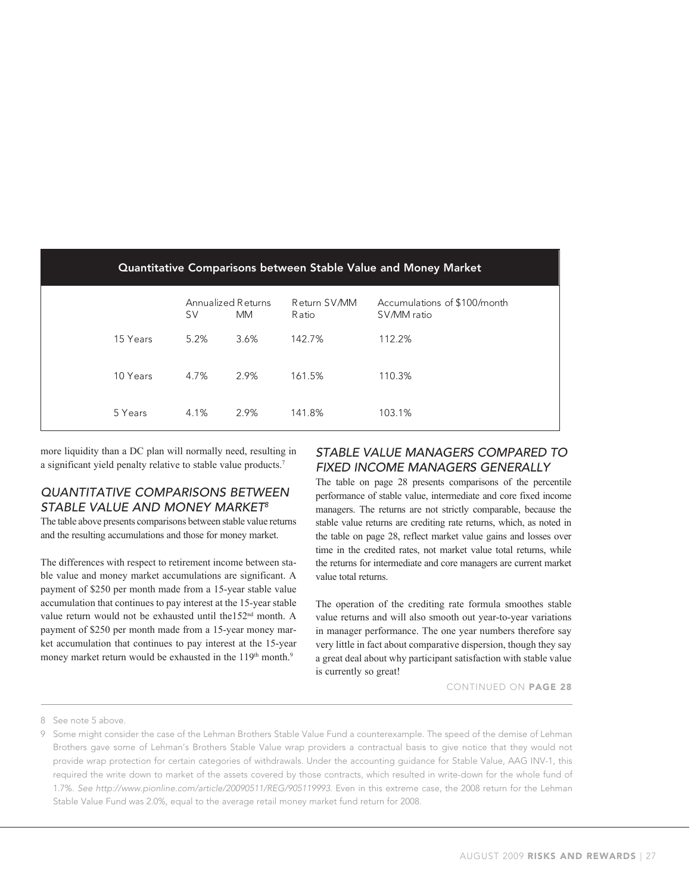| Quantitative Comparisons between Stable Value and Money Market | | | | |
|---|---|---|---|---|
| | Annualized Returns | | Return SV/MM | Accumulations of $100/month |
| | SV | MM | Ratio | SV/MM ratio |
| 15 Years | 5.2% | 3.6% | 142.7% | 112.2% |
| 10 Years | 4.7% | 2.9% | 161.5% | 110.3% |
| 5 Years | 4.1% | 2.9% | 141.8% | 103.1% |

more liquidity than a DC plan will normally need, resulting in a significant yield penalty relative to stable value products.[7]

## QUANTITATIVE COMPARISONS BETWEEN STABLE VALUE AND MONEY MARKET[8]

The table above presents comparisons between stable value returns and the resulting accumulations and those for money market.

The differences with respect to retirement income between stable value and money market accumulations are significant. A payment of $250 per month made from a 15-year stable value accumulation that continues to pay interest at the 15-year stable value return would not be exhausted until the152nd month. A payment of $250 per month made from a 15-year money market accumulation that continues to pay interest at the 15-year money market return would be exhausted in the 119th month.[9]

## STABLE VALUE MANAGERS COMPARED TO FIXED INCOME MANAGERS GENERALLY

The table on page 28 presents comparisons of the percentile performance of stable value, intermediate and core fixed income managers. The returns are not strictly comparable, because the stable value returns are crediting rate returns, which, as noted in the table on page 28, reflect market value gains and losses over time in the credited rates, not market value total returns, while the returns for intermediate and core managers are current market value total returns.

The operation of the crediting rate formula smoothes stable value returns and will also smooth out year-to-year variations in manager performance. The one year numbers therefore say very little in fact about comparative dispersion, though they say a great deal about why participant satisfaction with stable value is currently so great!

CONTINUED ON **PAGE 28**

---

8 See note 5 above.

9 Some might consider the case of the Lehman Brothers Stable Value Fund a counterexample. The speed of the demise of Lehman Brothers gave some of Lehman's Brothers Stable Value wrap providers a contractual basis to give notice that they would not provide wrap protection for certain categories of withdrawals. Under the accounting guidance for Stable Value, AAG INV-1, this required the write down to market of the assets covered by those contracts, which resulted in write-down for the whole fund of 1.7%. *See http://www.pionline.com/article/20090511/REG/905119993.* Even in this extreme case, the 2008 return for the Lehman Stable Value Fund was 2.0%, equal to the average retail money market fund return for 2008.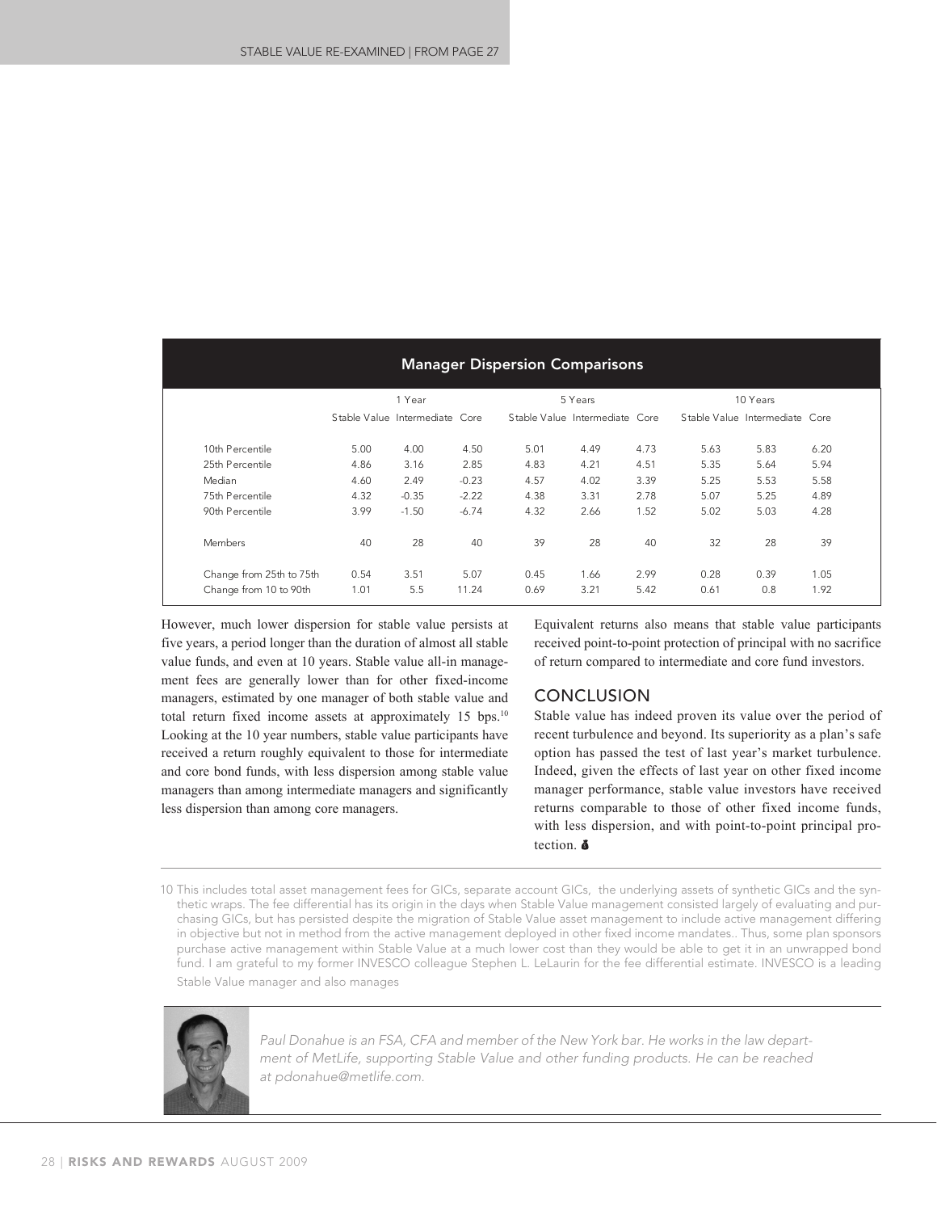| Manager Dispersion Comparisons | | | | | | | | | |
|---|---|---|---|---|---|---|---|---|---|
| | 1 Year | | | 5 Years | | | 10 Years | | |
| | Stable Value | Intermediate | Core | Stable Value | Intermediate | Core | Stable Value | Intermediate | Core |
| 10th Percentile | 5.00 | 4.00 | 4.50 | 5.01 | 4.49 | 4.73 | 5.63 | 5.83 | 6.20 |
| 25th Percentile | 4.86 | 3.16 | 2.85 | 4.83 | 4.21 | 4.51 | 5.35 | 5.64 | 5.94 |
| Median | 4.60 | 2.49 | -0.23 | 4.57 | 4.02 | 3.39 | 5.25 | 5.53 | 5.58 |
| 75th Percentile | 4.32 | -0.35 | -2.22 | 4.38 | 3.31 | 2.78 | 5.07 | 5.25 | 4.89 |
| 90th Percentile | 3.99 | -1.50 | -6.74 | 4.32 | 2.66 | 1.52 | 5.02 | 5.03 | 4.28 |
| Members | 40 | 28 | 40 | 39 | 28 | 40 | 32 | 28 | 39 |
| Change from 25th to 75th | 0.54 | 3.51 | 5.07 | 0.45 | 1.66 | 2.99 | 0.28 | 0.39 | 1.05 |
| Change from 10 to 90th | 1.01 | 5.5 | 11.24 | 0.69 | 3.21 | 5.42 | 0.61 | 0.8 | 1.92 |

However, much lower dispersion for stable value persists at five years, a period longer than the duration of almost all stable value funds, and even at 10 years. Stable value all-in management fees are generally lower than for other fixed-income managers, estimated by one manager of both stable value and total return fixed income assets at approximately 15 bps.[10] Looking at the 10 year numbers, stable value participants have received a return roughly equivalent to those for intermediate and core bond funds, with less dispersion among stable value managers than among intermediate managers and significantly less dispersion than among core managers.

Equivalent returns also means that stable value participants received point-to-point protection of principal with no sacrifice of return compared to intermediate and core fund investors.

## CONCLUSION

Stable value has indeed proven its value over the period of recent turbulence and beyond. Its superiority as a plan's safe option has passed the test of last year's market turbulence. Indeed, given the effects of last year on other fixed income manager performance, stable value investors have received returns comparable to those of other fixed income funds, with less dispersion, and with point-to-point principal protection.

10 This includes total asset management fees for GICs, separate account GICs, the underlying assets of synthetic GICs and the synthetic wraps. The fee differential has its origin in the days when Stable Value management consisted largely of evaluating and purchasing GICs, but has persisted despite the migration of Stable Value asset management to include active management differing in objective but not in method from the active management deployed in other fixed income mandates.. Thus, some plan sponsors purchase active management within Stable Value at a much lower cost than they would be able to get it in an unwrapped bond fund. I am grateful to my former INVESCO colleague Stephen L. LeLaurin for the fee differential estimate. INVESCO is a leading Stable Value manager and also manages

*Paul Donahue is an FSA, CFA and member of the New York bar. He works in the law department of MetLife, supporting Stable Value and other funding products. He can be reached at pdonahue@metlife.com.*